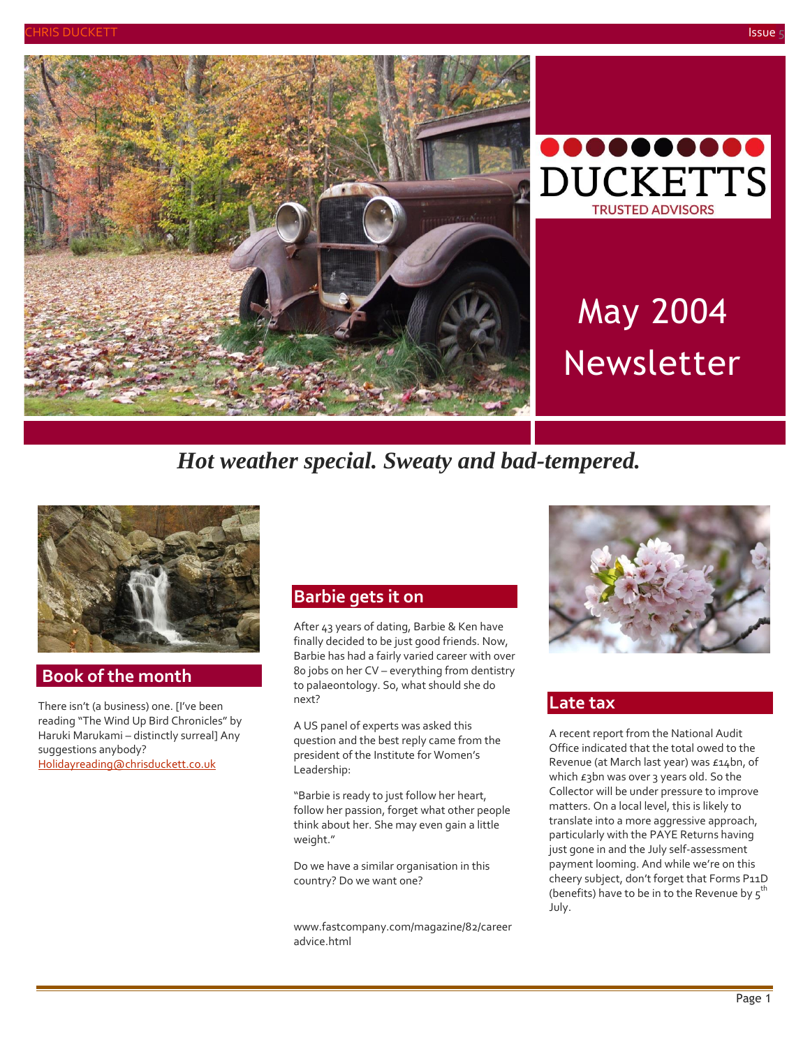DUCKETTS

TRUSTED ADVISORS

# May 2004 Newsletter

***Hot weather special. Sweaty and bad-tempered.***

## Book of the month

There isn't (a business) one. [I've been reading "The Wind Up Bird Chronicles" by Haruki Marukami – distinctly surreal] Any suggestions anybody? Holidayreading@chrisduckett.co.uk

## Barbie gets it on

After 43 years of dating, Barbie & Ken have finally decided to be just good friends. Now, Barbie has had a fairly varied career with over 80 jobs on her CV – everything from dentistry to palaeontology. So, what should she do next?

A US panel of experts was asked this question and the best reply came from the president of the Institute for Women's Leadership:

"Barbie is ready to just follow her heart, follow her passion, forget what other people think about her. She may even gain a little weight."

Do we have a similar organisation in this country? Do we want one?

www.fastcompany.com/magazine/82/careeradvice.html

## Late tax

A recent report from the National Audit Office indicated that the total owed to the Revenue (at March last year) was £14bn, of which £3bn was over 3 years old. So the Collector will be under pressure to improve matters. On a local level, this is likely to translate into a more aggressive approach, particularly with the PAYE Returns having just gone in and the July self-assessment payment looming. And while we're on this cheery subject, don't forget that Forms P11D (benefits) have to be in to the Revenue by 5th July.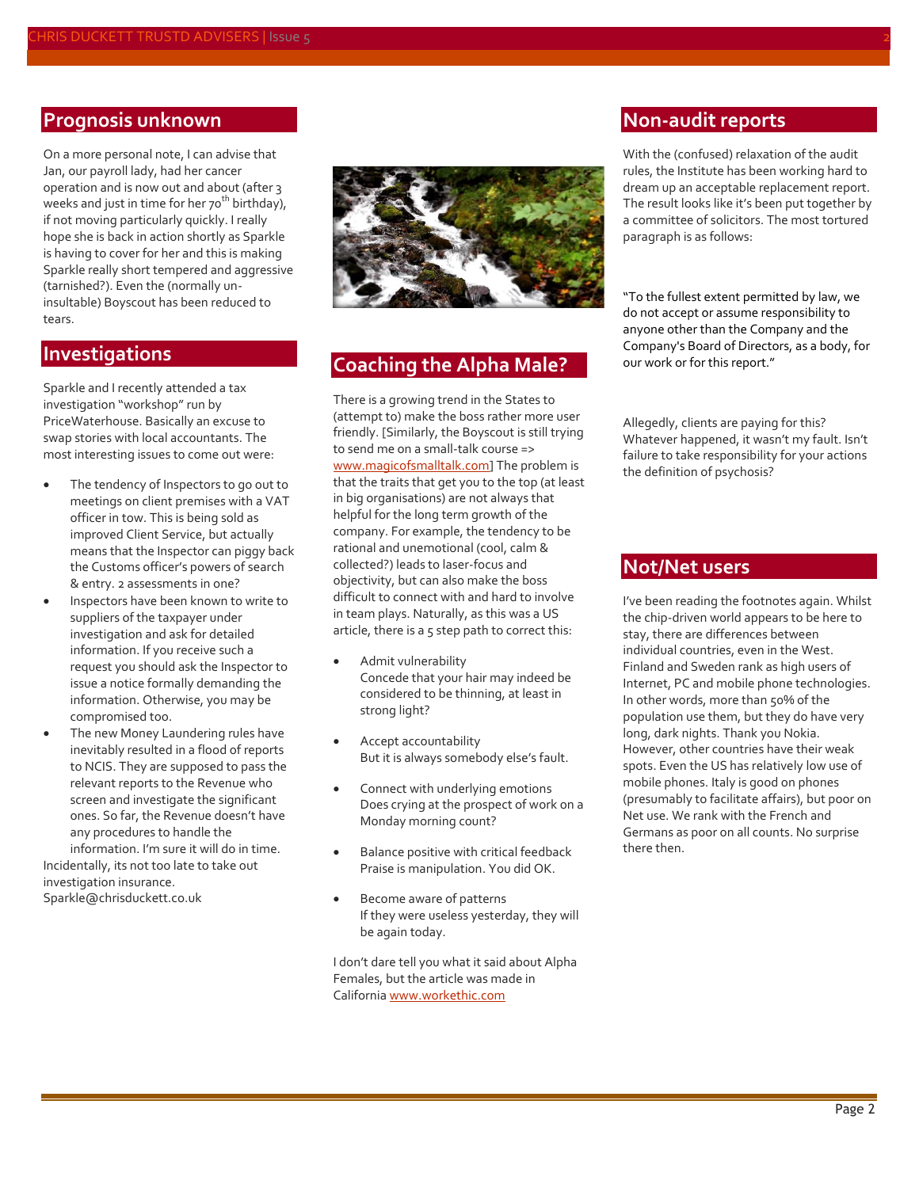## Prognosis unknown

On a more personal note, I can advise that Jan, our payroll lady, had her cancer operation and is now out and about (after 3 weeks and just in time for her 70th birthday), if not moving particularly quickly. I really hope she is back in action shortly as Sparkle is having to cover for her and this is making Sparkle really short tempered and aggressive (tarnished?). Even the (normally un-insultable) Boyscout has been reduced to tears.

## Investigations

Sparkle and I recently attended a tax investigation "workshop" run by PriceWaterhouse. Basically an excuse to swap stories with local accountants. The most interesting issues to come out were:

- The tendency of Inspectors to go out to meetings on client premises with a VAT officer in tow. This is being sold as improved Client Service, but actually means that the Inspector can piggy back the Customs officer's powers of search & entry. 2 assessments in one?
- Inspectors have been known to write to suppliers of the taxpayer under investigation and ask for detailed information. If you receive such a request you should ask the Inspector to issue a notice formally demanding the information. Otherwise, you may be compromised too.
- The new Money Laundering rules have inevitably resulted in a flood of reports to NCIS. They are supposed to pass the relevant reports to the Revenue who screen and investigate the significant ones. So far, the Revenue doesn't have any procedures to handle the information. I'm sure it will do in time.

Incidentally, its not too late to take out investigation insurance. Sparkle@chrisduckett.co.uk

## Coaching the Alpha Male?

There is a growing trend in the States to (attempt to) make the boss rather more user friendly. [Similarly, the Boyscout is still trying to send me on a small-talk course => www.magicofsmalltalk.com] The problem is that the traits that get you to the top (at least in big organisations) are not always that helpful for the long term growth of the company. For example, the tendency to be rational and unemotional (cool, calm & collected?) leads to laser-focus and objectivity, but can also make the boss difficult to connect with and hard to involve in team plays. Naturally, as this was a US article, there is a 5 step path to correct this:

- Admit vulnerability
  Concede that your hair may indeed be considered to be thinning, at least in strong light?
- Accept accountability
  But it is always somebody else's fault.
- Connect with underlying emotions
  Does crying at the prospect of work on a Monday morning count?
- Balance positive with critical feedback
  Praise is manipulation. You did OK.
- Become aware of patterns
  If they were useless yesterday, they will be again today.

I don't dare tell you what it said about Alpha Females, but the article was made in California www.workethic.com

## Non-audit reports

With the (confused) relaxation of the audit rules, the Institute has been working hard to dream up an acceptable replacement report. The result looks like it's been put together by a committee of solicitors. The most tortured paragraph is as follows:

"To the fullest extent permitted by law, we do not accept or assume responsibility to anyone other than the Company and the Company's Board of Directors, as a body, for our work or for this report."

Allegedly, clients are paying for this? Whatever happened, it wasn't my fault. Isn't failure to take responsibility for your actions the definition of psychosis?

## Not/Net users

I've been reading the footnotes again. Whilst the chip-driven world appears to be here to stay, there are differences between individual countries, even in the West. Finland and Sweden rank as high users of Internet, PC and mobile phone technologies. In other words, more than 50% of the population use them, but they do have very long, dark nights. Thank you Nokia. However, other countries have their weak spots. Even the US has relatively low use of mobile phones. Italy is good on phones (presumably to facilitate affairs), but poor on Net use. We rank with the French and Germans as poor on all counts. No surprise there then.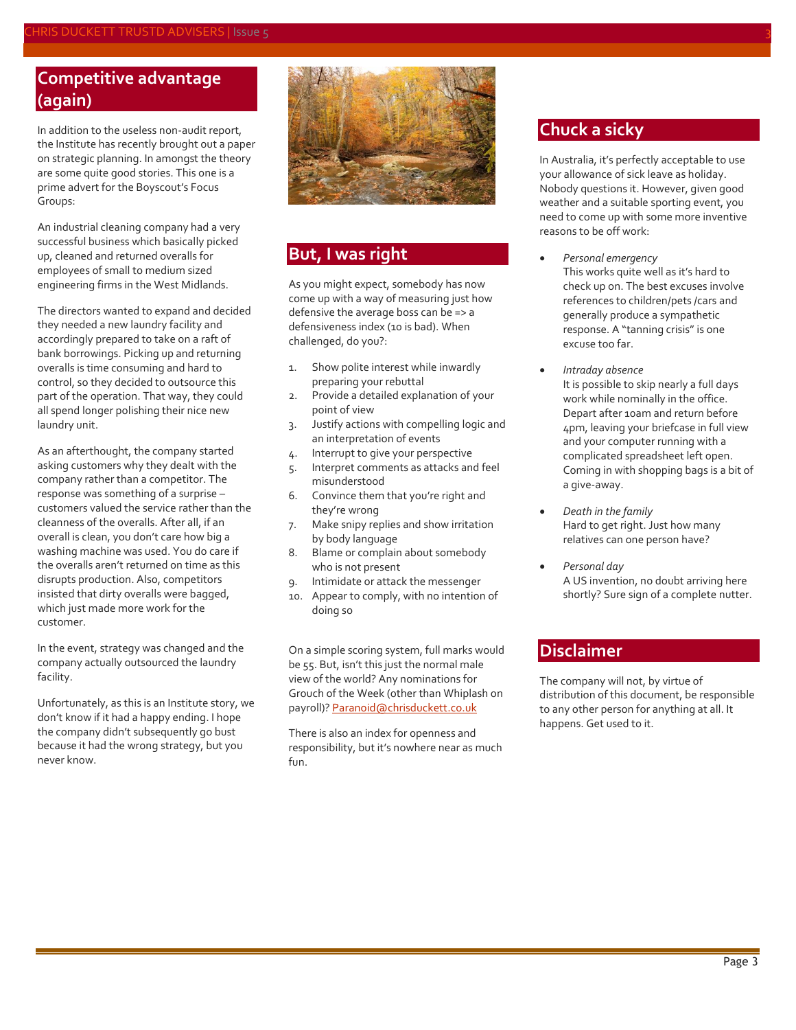## Competitive advantage (again)

In addition to the useless non-audit report, the Institute has recently brought out a paper on strategic planning. In amongst the theory are some quite good stories. This one is a prime advert for the Boyscout's Focus Groups:

An industrial cleaning company had a very successful business which basically picked up, cleaned and returned overalls for employees of small to medium sized engineering firms in the West Midlands.

The directors wanted to expand and decided they needed a new laundry facility and accordingly prepared to take on a raft of bank borrowings. Picking up and returning overalls is time consuming and hard to control, so they decided to outsource this part of the operation. That way, they could all spend longer polishing their nice new laundry unit.

As an afterthought, the company started asking customers why they dealt with the company rather than a competitor. The response was something of a surprise – customers valued the service rather than the cleanness of the overalls. After all, if an overall is clean, you don't care how big a washing machine was used. You do care if the overalls aren't returned on time as this disrupts production. Also, competitors insisted that dirty overalls were bagged, which just made more work for the customer.

In the event, strategy was changed and the company actually outsourced the laundry facility.

Unfortunately, as this is an Institute story, we don't know if it had a happy ending. I hope the company didn't subsequently go bust because it had the wrong strategy, but you never know.

## But, I was right

As you might expect, somebody has now come up with a way of measuring just how defensive the average boss can be => a defensiveness index (10 is bad). When challenged, do you?:

1. Show polite interest while inwardly preparing your rebuttal
2. Provide a detailed explanation of your point of view
3. Justify actions with compelling logic and an interpretation of events
4. Interrupt to give your perspective
5. Interpret comments as attacks and feel misunderstood
6. Convince them that you're right and they're wrong
7. Make snipy replies and show irritation by body language
8. Blame or complain about somebody who is not present
9. Intimidate or attack the messenger
10. Appear to comply, with no intention of doing so

On a simple scoring system, full marks would be 55. But, isn't this just the normal male view of the world? Any nominations for Grouch of the Week (other than Whiplash on payroll)? Paranoid@chrisduckett.co.uk

There is also an index for openness and responsibility, but it's nowhere near as much fun.

## Chuck a sicky

In Australia, it's perfectly acceptable to use your allowance of sick leave as holiday. Nobody questions it. However, given good weather and a suitable sporting event, you need to come up with some more inventive reasons to be off work:

- *Personal emergency*
  This works quite well as it's hard to check up on. The best excuses involve references to children/pets /cars and generally produce a sympathetic response. A "tanning crisis" is one excuse too far.

- *Intraday absence*
  It is possible to skip nearly a full days work while nominally in the office. Depart after 10am and return before 4pm, leaving your briefcase in full view and your computer running with a complicated spreadsheet left open. Coming in with shopping bags is a bit of a give-away.

- *Death in the family*
  Hard to get right. Just how many relatives can one person have?

- *Personal day*
  A US invention, no doubt arriving here shortly? Sure sign of a complete nutter.

## Disclaimer

The company will not, by virtue of distribution of this document, be responsible to any other person for anything at all. It happens. Get used to it.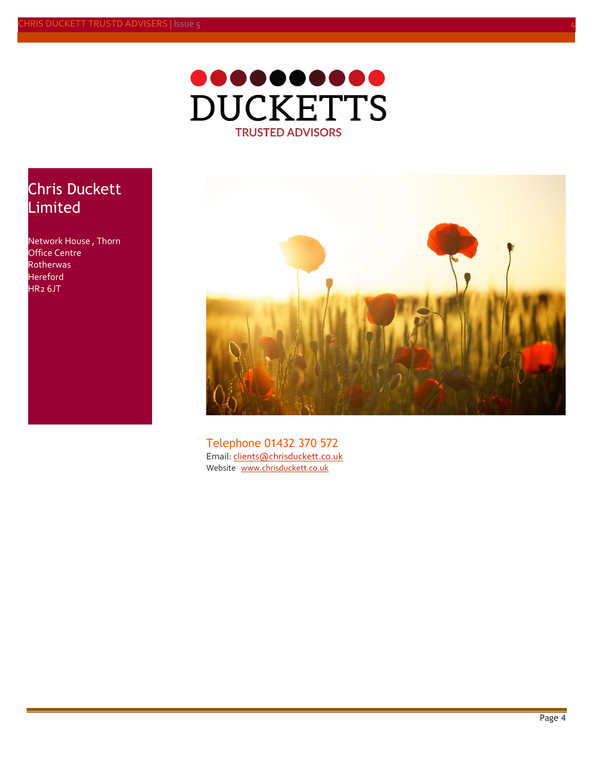DUCKETTS

TRUSTED ADVISORS

## Chris Duckett Limited

Network House , Thorn Office Centre
Rotherwas
Hereford
HR2 6JT

Telephone 01432 370 572

Email: clients@chrisduckett.co.uk

Website www.chrisduckett.co.uk